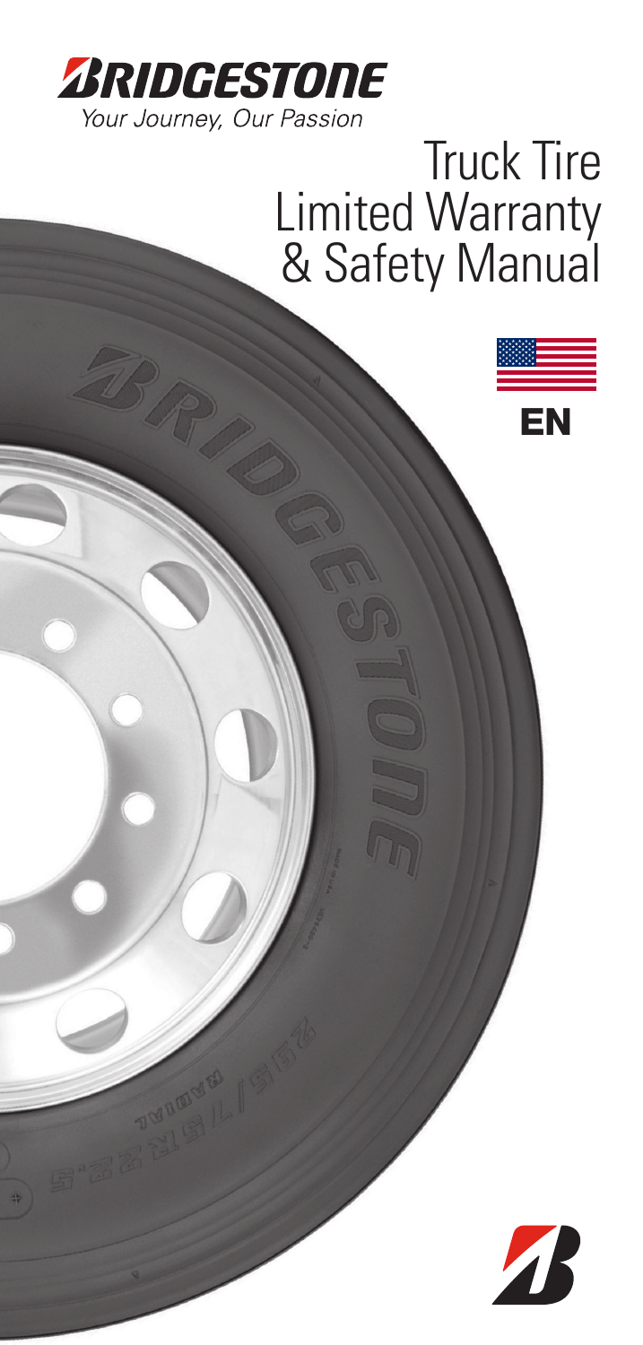BRIDGESTONE

*Your Journey, Our Passion*

# Truck Tire Limited Warranty & Safety Manual

EN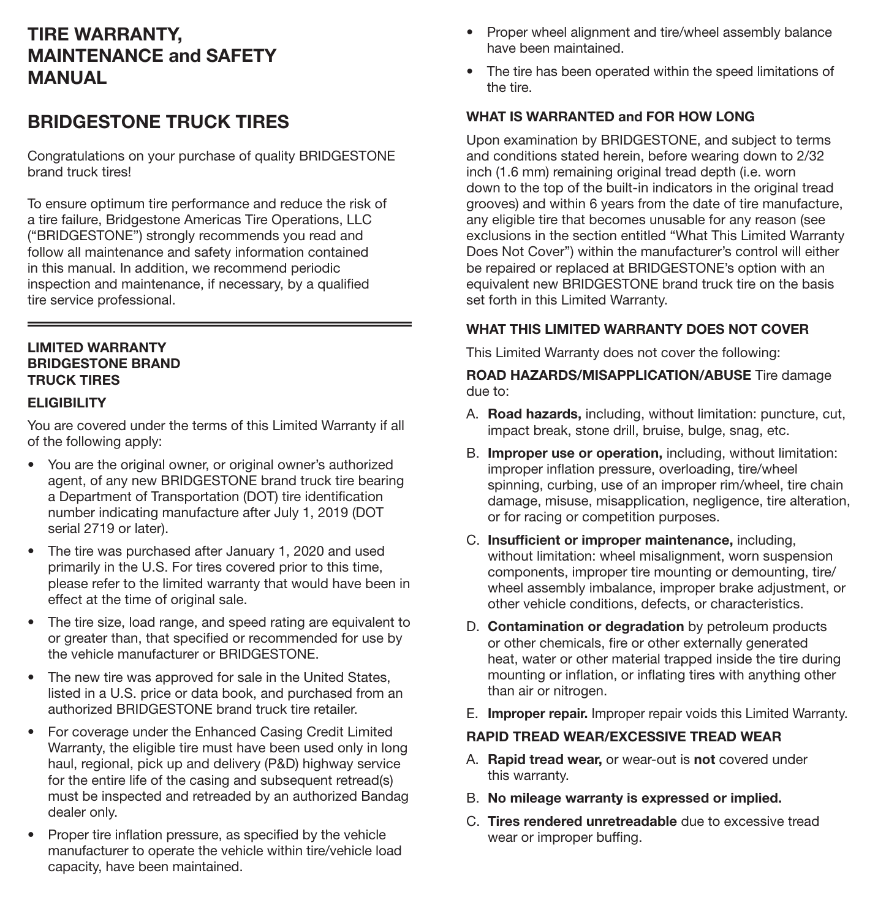# TIRE WARRANTY, MAINTENANCE and SAFETY MANUAL

# BRIDGESTONE TRUCK TIRES

Congratulations on your purchase of quality BRIDGESTONE brand truck tires!

To ensure optimum tire performance and reduce the risk of a tire failure, Bridgestone Americas Tire Operations, LLC ("BRIDGESTONE") strongly recommends you read and follow all maintenance and safety information contained in this manual. In addition, we recommend periodic inspection and maintenance, if necessary, by a qualified tire service professional.

---

## LIMITED WARRANTY BRIDGESTONE BRAND TRUCK TIRES

### ELIGIBILITY

You are covered under the terms of this Limited Warranty if all of the following apply:

- You are the original owner, or original owner's authorized agent, of any new BRIDGESTONE brand truck tire bearing a Department of Transportation (DOT) tire identification number indicating manufacture after July 1, 2019 (DOT serial 2719 or later).
- The tire was purchased after January 1, 2020 and used primarily in the U.S. For tires covered prior to this time, please refer to the limited warranty that would have been in effect at the time of original sale.
- The tire size, load range, and speed rating are equivalent to or greater than, that specified or recommended for use by the vehicle manufacturer or BRIDGESTONE.
- The new tire was approved for sale in the United States, listed in a U.S. price or data book, and purchased from an authorized BRIDGESTONE brand truck tire retailer.
- For coverage under the Enhanced Casing Credit Limited Warranty, the eligible tire must have been used only in long haul, regional, pick up and delivery (P&D) highway service for the entire life of the casing and subsequent retread(s) must be inspected and retreaded by an authorized Bandag dealer only.
- Proper tire inflation pressure, as specified by the vehicle manufacturer to operate the vehicle within tire/vehicle load capacity, have been maintained.
- Proper wheel alignment and tire/wheel assembly balance have been maintained.
- The tire has been operated within the speed limitations of the tire.

### WHAT IS WARRANTED and FOR HOW LONG

Upon examination by BRIDGESTONE, and subject to terms and conditions stated herein, before wearing down to 2/32 inch (1.6 mm) remaining original tread depth (i.e. worn down to the top of the built-in indicators in the original tread grooves) and within 6 years from the date of tire manufacture, any eligible tire that becomes unusable for any reason (see exclusions in the section entitled "What This Limited Warranty Does Not Cover") within the manufacturer's control will either be repaired or replaced at BRIDGESTONE's option with an equivalent new BRIDGESTONE brand truck tire on the basis set forth in this Limited Warranty.

### WHAT THIS LIMITED WARRANTY DOES NOT COVER

This Limited Warranty does not cover the following:

**ROAD HAZARDS/MISAPPLICATION/ABUSE** Tire damage due to:

A. **Road hazards,** including, without limitation: puncture, cut, impact break, stone drill, bruise, bulge, snag, etc.

B. **Improper use or operation,** including, without limitation: improper inflation pressure, overloading, tire/wheel spinning, curbing, use of an improper rim/wheel, tire chain damage, misuse, misapplication, negligence, tire alteration, or for racing or competition purposes.

C. **Insufficient or improper maintenance,** including, without limitation: wheel misalignment, worn suspension components, improper tire mounting or demounting, tire/wheel assembly imbalance, improper brake adjustment, or other vehicle conditions, defects, or characteristics.

D. **Contamination or degradation** by petroleum products or other chemicals, fire or other externally generated heat, water or other material trapped inside the tire during mounting or inflation, or inflating tires with anything other than air or nitrogen.

E. **Improper repair.** Improper repair voids this Limited Warranty.

**RAPID TREAD WEAR/EXCESSIVE TREAD WEAR**

A. **Rapid tread wear,** or wear-out is **not** covered under this warranty.

B. **No mileage warranty is expressed or implied.**

C. **Tires rendered unretreadable** due to excessive tread wear or improper buffing.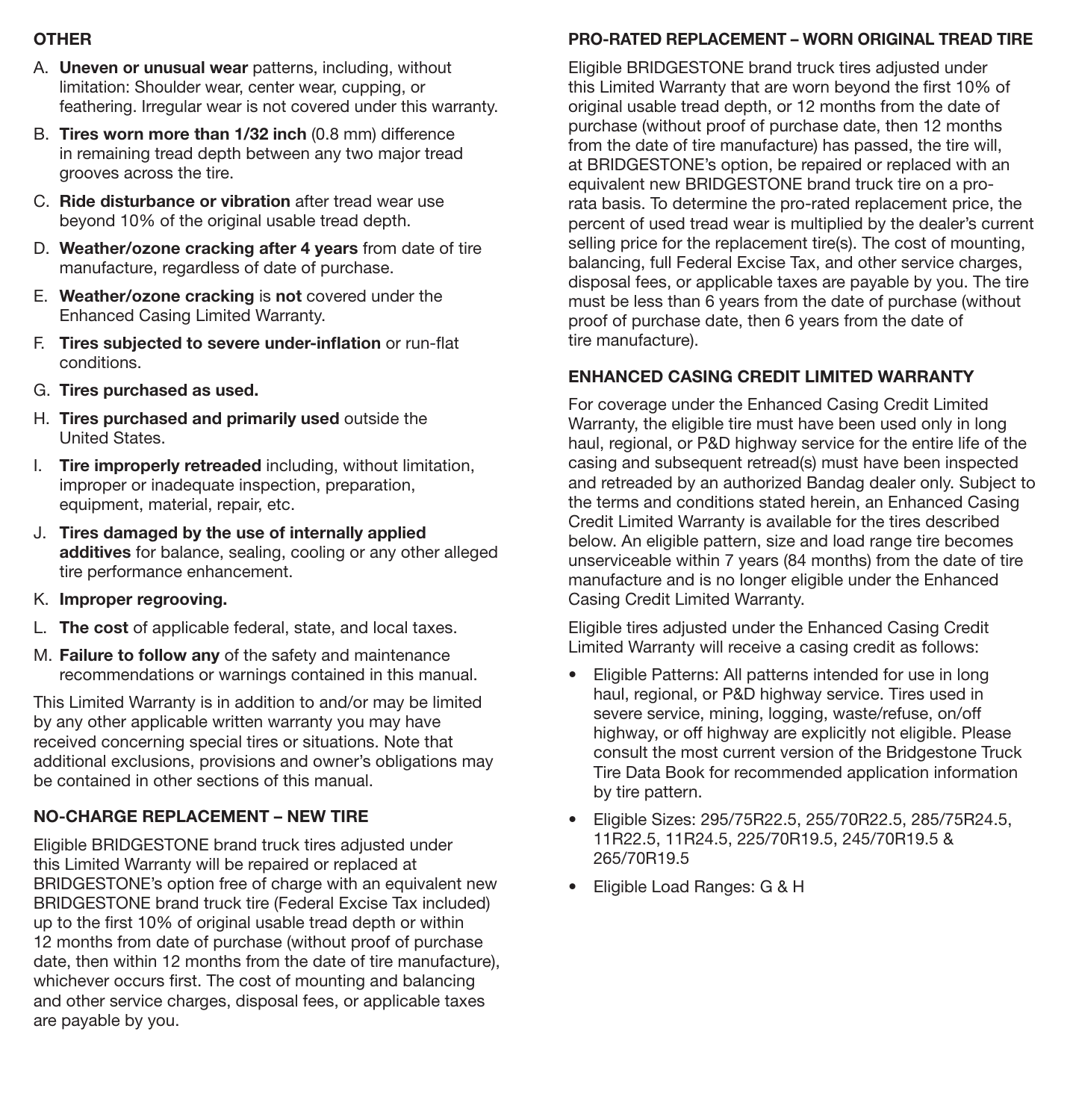## OTHER

A. **Uneven or unusual wear** patterns, including, without limitation: Shoulder wear, center wear, cupping, or feathering. Irregular wear is not covered under this warranty.

B. **Tires worn more than 1/32 inch** (0.8 mm) difference in remaining tread depth between any two major tread grooves across the tire.

C. **Ride disturbance or vibration** after tread wear use beyond 10% of the original usable tread depth.

D. **Weather/ozone cracking after 4 years** from date of tire manufacture, regardless of date of purchase.

E. **Weather/ozone cracking** is **not** covered under the Enhanced Casing Limited Warranty.

F. **Tires subjected to severe under-inflation** or run-flat conditions.

G. **Tires purchased as used.**

H. **Tires purchased and primarily used** outside the United States.

I. **Tire improperly retreaded** including, without limitation, improper or inadequate inspection, preparation, equipment, material, repair, etc.

J. **Tires damaged by the use of internally applied additives** for balance, sealing, cooling or any other alleged tire performance enhancement.

K. **Improper regrooving.**

L. **The cost** of applicable federal, state, and local taxes.

M. **Failure to follow any** of the safety and maintenance recommendations or warnings contained in this manual.

This Limited Warranty is in addition to and/or may be limited by any other applicable written warranty you may have received concerning special tires or situations. Note that additional exclusions, provisions and owner's obligations may be contained in other sections of this manual.

## NO-CHARGE REPLACEMENT – NEW TIRE

Eligible BRIDGESTONE brand truck tires adjusted under this Limited Warranty will be repaired or replaced at BRIDGESTONE's option free of charge with an equivalent new BRIDGESTONE brand truck tire (Federal Excise Tax included) up to the first 10% of original usable tread depth or within 12 months from date of purchase (without proof of purchase date, then within 12 months from the date of tire manufacture), whichever occurs first. The cost of mounting and balancing and other service charges, disposal fees, or applicable taxes are payable by you.

## PRO-RATED REPLACEMENT – WORN ORIGINAL TREAD TIRE

Eligible BRIDGESTONE brand truck tires adjusted under this Limited Warranty that are worn beyond the first 10% of original usable tread depth, or 12 months from the date of purchase (without proof of purchase date, then 12 months from the date of tire manufacture) has passed, the tire will, at BRIDGESTONE's option, be repaired or replaced with an equivalent new BRIDGESTONE brand truck tire on a pro-rata basis. To determine the pro-rated replacement price, the percent of used tread wear is multiplied by the dealer's current selling price for the replacement tire(s). The cost of mounting, balancing, full Federal Excise Tax, and other service charges, disposal fees, or applicable taxes are payable by you. The tire must be less than 6 years from the date of purchase (without proof of purchase date, then 6 years from the date of tire manufacture).

## ENHANCED CASING CREDIT LIMITED WARRANTY

For coverage under the Enhanced Casing Credit Limited Warranty, the eligible tire must have been used only in long haul, regional, or P&D highway service for the entire life of the casing and subsequent retread(s) must have been inspected and retreaded by an authorized Bandag dealer only. Subject to the terms and conditions stated herein, an Enhanced Casing Credit Limited Warranty is available for the tires described below. An eligible pattern, size and load range tire becomes unserviceable within 7 years (84 months) from the date of tire manufacture and is no longer eligible under the Enhanced Casing Credit Limited Warranty.

Eligible tires adjusted under the Enhanced Casing Credit Limited Warranty will receive a casing credit as follows:

- Eligible Patterns: All patterns intended for use in long haul, regional, or P&D highway service. Tires used in severe service, mining, logging, waste/refuse, on/off highway, or off highway are explicitly not eligible. Please consult the most current version of the Bridgestone Truck Tire Data Book for recommended application information by tire pattern.
- Eligible Sizes: 295/75R22.5, 255/70R22.5, 285/75R24.5, 11R22.5, 11R24.5, 225/70R19.5, 245/70R19.5 & 265/70R19.5
- Eligible Load Ranges: G & H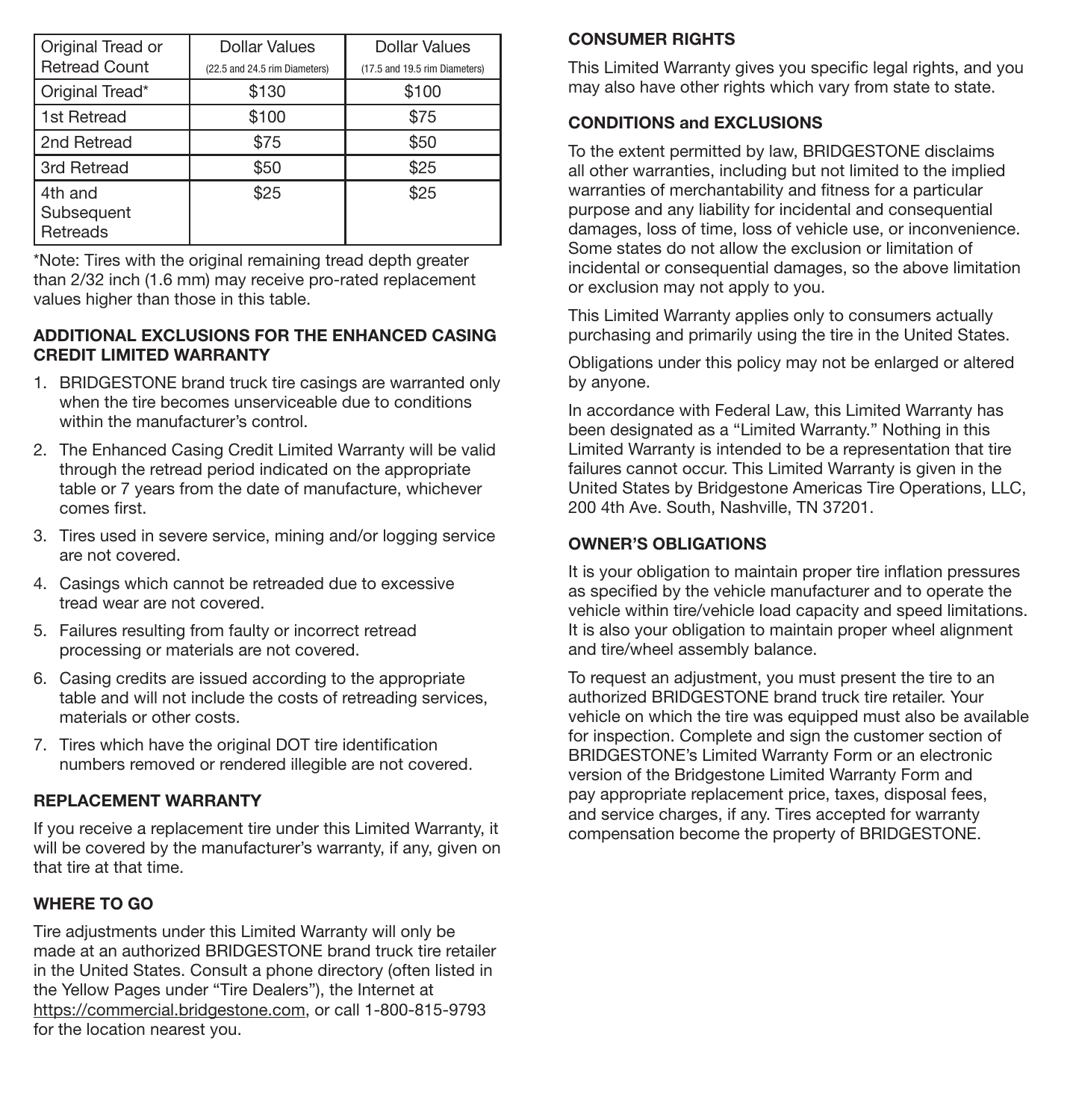| Original Tread or Retread Count | Dollar Values (22.5 and 24.5 rim Diameters) | Dollar Values (17.5 and 19.5 rim Diameters) |
|---|---|---|
| Original Tread* | $130 | $100 |
| 1st Retread | $100 | $75 |
| 2nd Retread | $75 | $50 |
| 3rd Retread | $50 | $25 |
| 4th and Subsequent Retreads | $25 | $25 |

*Note: Tires with the original remaining tread depth greater than 2/32 inch (1.6 mm) may receive pro-rated replacement values higher than those in this table.

### ADDITIONAL EXCLUSIONS FOR THE ENHANCED CASING CREDIT LIMITED WARRANTY

1. BRIDGESTONE brand truck tire casings are warranted only when the tire becomes unserviceable due to conditions within the manufacturer's control.
2. The Enhanced Casing Credit Limited Warranty will be valid through the retread period indicated on the appropriate table or 7 years from the date of manufacture, whichever comes first.
3. Tires used in severe service, mining and/or logging service are not covered.
4. Casings which cannot be retreaded due to excessive tread wear are not covered.
5. Failures resulting from faulty or incorrect retread processing or materials are not covered.
6. Casing credits are issued according to the appropriate table and will not include the costs of retreading services, materials or other costs.
7. Tires which have the original DOT tire identification numbers removed or rendered illegible are not covered.

### REPLACEMENT WARRANTY

If you receive a replacement tire under this Limited Warranty, it will be covered by the manufacturer's warranty, if any, given on that tire at that time.

### WHERE TO GO

Tire adjustments under this Limited Warranty will only be made at an authorized BRIDGESTONE brand truck tire retailer in the United States. Consult a phone directory (often listed in the Yellow Pages under "Tire Dealers"), the Internet at https://commercial.bridgestone.com, or call 1-800-815-9793 for the location nearest you.

### CONSUMER RIGHTS

This Limited Warranty gives you specific legal rights, and you may also have other rights which vary from state to state.

### CONDITIONS and EXCLUSIONS

To the extent permitted by law, BRIDGESTONE disclaims all other warranties, including but not limited to the implied warranties of merchantability and fitness for a particular purpose and any liability for incidental and consequential damages, loss of time, loss of vehicle use, or inconvenience. Some states do not allow the exclusion or limitation of incidental or consequential damages, so the above limitation or exclusion may not apply to you.

This Limited Warranty applies only to consumers actually purchasing and primarily using the tire in the United States.

Obligations under this policy may not be enlarged or altered by anyone.

In accordance with Federal Law, this Limited Warranty has been designated as a "Limited Warranty." Nothing in this Limited Warranty is intended to be a representation that tire failures cannot occur. This Limited Warranty is given in the United States by Bridgestone Americas Tire Operations, LLC, 200 4th Ave. South, Nashville, TN 37201.

### OWNER'S OBLIGATIONS

It is your obligation to maintain proper tire inflation pressures as specified by the vehicle manufacturer and to operate the vehicle within tire/vehicle load capacity and speed limitations. It is also your obligation to maintain proper wheel alignment and tire/wheel assembly balance.

To request an adjustment, you must present the tire to an authorized BRIDGESTONE brand truck tire retailer. Your vehicle on which the tire was equipped must also be available for inspection. Complete and sign the customer section of BRIDGESTONE's Limited Warranty Form or an electronic version of the Bridgestone Limited Warranty Form and pay appropriate replacement price, taxes, disposal fees, and service charges, if any. Tires accepted for warranty compensation become the property of BRIDGESTONE.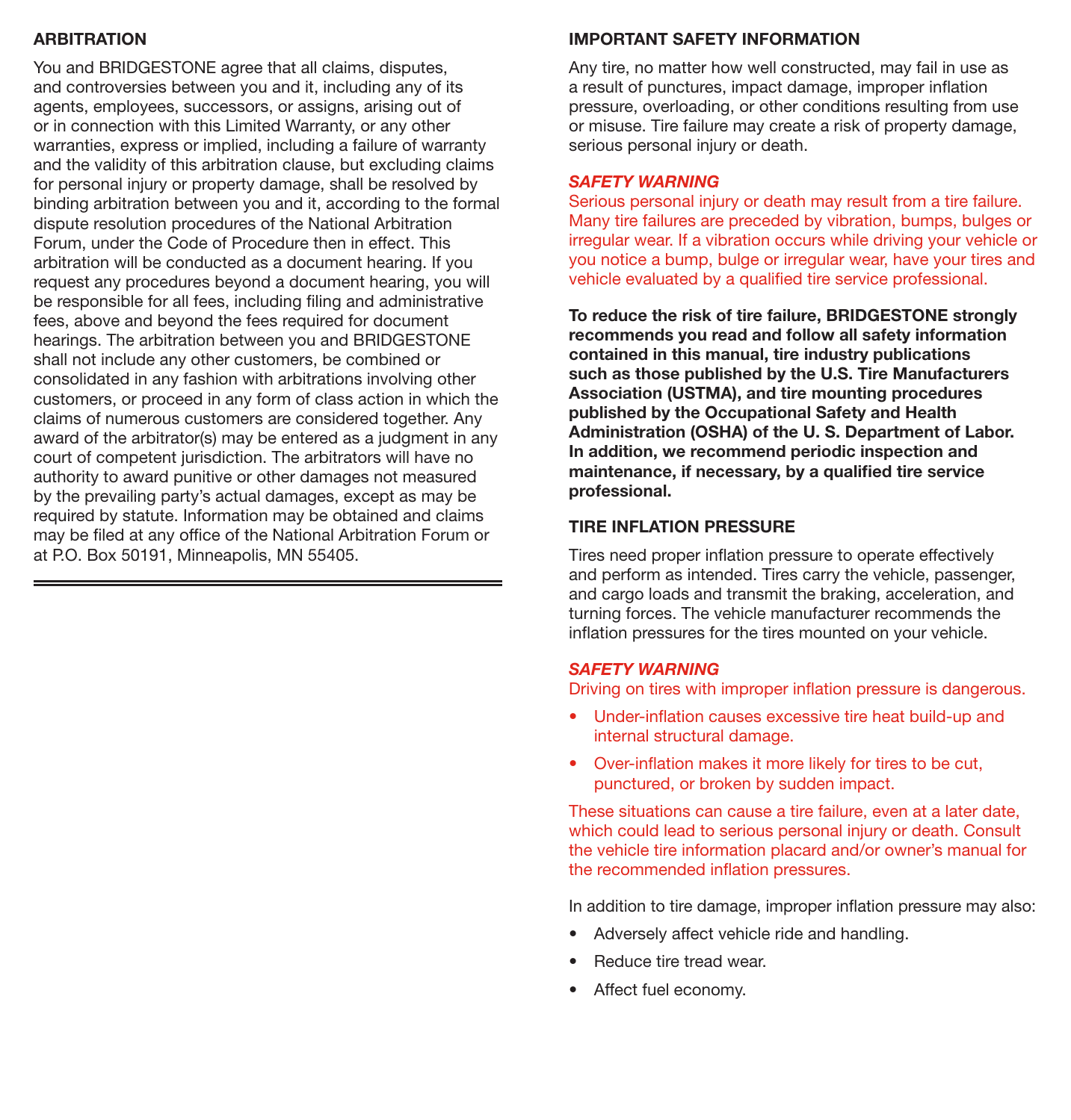## ARBITRATION

You and BRIDGESTONE agree that all claims, disputes, and controversies between you and it, including any of its agents, employees, successors, or assigns, arising out of or in connection with this Limited Warranty, or any other warranties, express or implied, including a failure of warranty and the validity of this arbitration clause, but excluding claims for personal injury or property damage, shall be resolved by binding arbitration between you and it, according to the formal dispute resolution procedures of the National Arbitration Forum, under the Code of Procedure then in effect. This arbitration will be conducted as a document hearing. If you request any procedures beyond a document hearing, you will be responsible for all fees, including filing and administrative fees, above and beyond the fees required for document hearings. The arbitration between you and BRIDGESTONE shall not include any other customers, be combined or consolidated in any fashion with arbitrations involving other customers, or proceed in any form of class action in which the claims of numerous customers are considered together. Any award of the arbitrator(s) may be entered as a judgment in any court of competent jurisdiction. The arbitrators will have no authority to award punitive or other damages not measured by the prevailing party's actual damages, except as may be required by statute. Information may be obtained and claims may be filed at any office of the National Arbitration Forum or at P.O. Box 50191, Minneapolis, MN 55405.

---

## IMPORTANT SAFETY INFORMATION

Any tire, no matter how well constructed, may fail in use as a result of punctures, impact damage, improper inflation pressure, overloading, or other conditions resulting from use or misuse. Tire failure may create a risk of property damage, serious personal injury or death.

***SAFETY WARNING***

Serious personal injury or death may result from a tire failure. Many tire failures are preceded by vibration, bumps, bulges or irregular wear. If a vibration occurs while driving your vehicle or you notice a bump, bulge or irregular wear, have your tires and vehicle evaluated by a qualified tire service professional.

**To reduce the risk of tire failure, BRIDGESTONE strongly recommends you read and follow all safety information contained in this manual, tire industry publications such as those published by the U.S. Tire Manufacturers Association (USTMA), and tire mounting procedures published by the Occupational Safety and Health Administration (OSHA) of the U. S. Department of Labor. In addition, we recommend periodic inspection and maintenance, if necessary, by a qualified tire service professional.**

## TIRE INFLATION PRESSURE

Tires need proper inflation pressure to operate effectively and perform as intended. Tires carry the vehicle, passenger, and cargo loads and transmit the braking, acceleration, and turning forces. The vehicle manufacturer recommends the inflation pressures for the tires mounted on your vehicle.

***SAFETY WARNING***

Driving on tires with improper inflation pressure is dangerous.

- Under-inflation causes excessive tire heat build-up and internal structural damage.
- Over-inflation makes it more likely for tires to be cut, punctured, or broken by sudden impact.

These situations can cause a tire failure, even at a later date, which could lead to serious personal injury or death. Consult the vehicle tire information placard and/or owner's manual for the recommended inflation pressures.

In addition to tire damage, improper inflation pressure may also:

- Adversely affect vehicle ride and handling.
- Reduce tire tread wear.
- Affect fuel economy.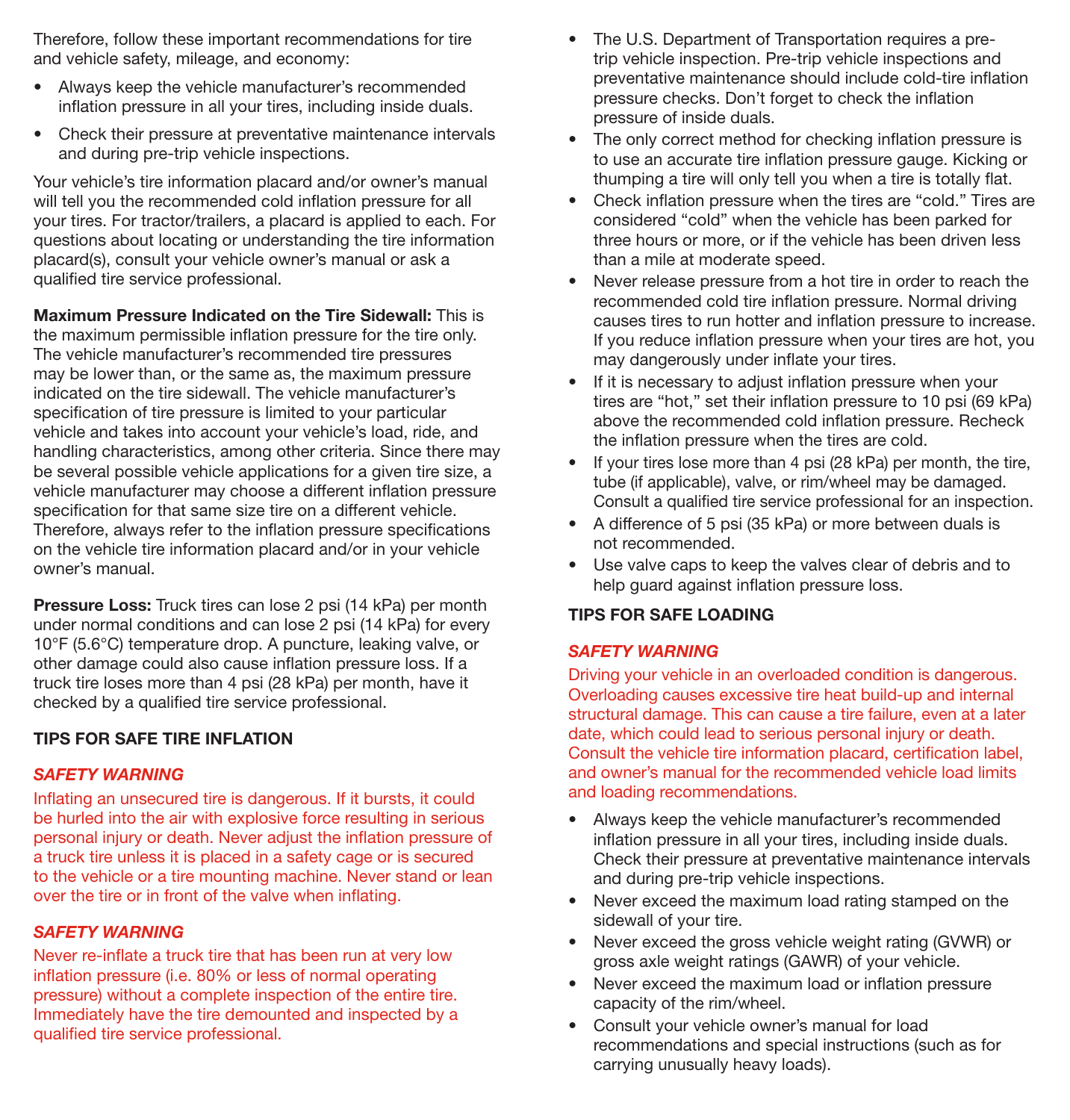Therefore, follow these important recommendations for tire and vehicle safety, mileage, and economy:

- Always keep the vehicle manufacturer's recommended inflation pressure in all your tires, including inside duals.
- Check their pressure at preventative maintenance intervals and during pre-trip vehicle inspections.

Your vehicle's tire information placard and/or owner's manual will tell you the recommended cold inflation pressure for all your tires. For tractor/trailers, a placard is applied to each. For questions about locating or understanding the tire information placard(s), consult your vehicle owner's manual or ask a qualified tire service professional.

**Maximum Pressure Indicated on the Tire Sidewall:** This is the maximum permissible inflation pressure for the tire only. The vehicle manufacturer's recommended tire pressures may be lower than, or the same as, the maximum pressure indicated on the tire sidewall. The vehicle manufacturer's specification of tire pressure is limited to your particular vehicle and takes into account your vehicle's load, ride, and handling characteristics, among other criteria. Since there may be several possible vehicle applications for a given tire size, a vehicle manufacturer may choose a different inflation pressure specification for that same size tire on a different vehicle. Therefore, always refer to the inflation pressure specifications on the vehicle tire information placard and/or in your vehicle owner's manual.

**Pressure Loss:** Truck tires can lose 2 psi (14 kPa) per month under normal conditions and can lose 2 psi (14 kPa) for every 10°F (5.6°C) temperature drop. A puncture, leaking valve, or other damage could also cause inflation pressure loss. If a truck tire loses more than 4 psi (28 kPa) per month, have it checked by a qualified tire service professional.

## TIPS FOR SAFE TIRE INFLATION

***SAFETY WARNING***

Inflating an unsecured tire is dangerous. If it bursts, it could be hurled into the air with explosive force resulting in serious personal injury or death. Never adjust the inflation pressure of a truck tire unless it is placed in a safety cage or is secured to the vehicle or a tire mounting machine. Never stand or lean over the tire or in front of the valve when inflating.

***SAFETY WARNING***

Never re-inflate a truck tire that has been run at very low inflation pressure (i.e. 80% or less of normal operating pressure) without a complete inspection of the entire tire. Immediately have the tire demounted and inspected by a qualified tire service professional.

- The U.S. Department of Transportation requires a pre-trip vehicle inspection. Pre-trip vehicle inspections and preventative maintenance should include cold-tire inflation pressure checks. Don't forget to check the inflation pressure of inside duals.
- The only correct method for checking inflation pressure is to use an accurate tire inflation pressure gauge. Kicking or thumping a tire will only tell you when a tire is totally flat.
- Check inflation pressure when the tires are "cold." Tires are considered "cold" when the vehicle has been parked for three hours or more, or if the vehicle has been driven less than a mile at moderate speed.
- Never release pressure from a hot tire in order to reach the recommended cold tire inflation pressure. Normal driving causes tires to run hotter and inflation pressure to increase. If you reduce inflation pressure when your tires are hot, you may dangerously under inflate your tires.
- If it is necessary to adjust inflation pressure when your tires are "hot," set their inflation pressure to 10 psi (69 kPa) above the recommended cold inflation pressure. Recheck the inflation pressure when the tires are cold.
- If your tires lose more than 4 psi (28 kPa) per month, the tire, tube (if applicable), valve, or rim/wheel may be damaged. Consult a qualified tire service professional for an inspection.
- A difference of 5 psi (35 kPa) or more between duals is not recommended.
- Use valve caps to keep the valves clear of debris and to help guard against inflation pressure loss.

## TIPS FOR SAFE LOADING

***SAFETY WARNING***

Driving your vehicle in an overloaded condition is dangerous. Overloading causes excessive tire heat build-up and internal structural damage. This can cause a tire failure, even at a later date, which could lead to serious personal injury or death. Consult the vehicle tire information placard, certification label, and owner's manual for the recommended vehicle load limits and loading recommendations.

- Always keep the vehicle manufacturer's recommended inflation pressure in all your tires, including inside duals. Check their pressure at preventative maintenance intervals and during pre-trip vehicle inspections.
- Never exceed the maximum load rating stamped on the sidewall of your tire.
- Never exceed the gross vehicle weight rating (GVWR) or gross axle weight ratings (GAWR) of your vehicle.
- Never exceed the maximum load or inflation pressure capacity of the rim/wheel.
- Consult your vehicle owner's manual for load recommendations and special instructions (such as for carrying unusually heavy loads).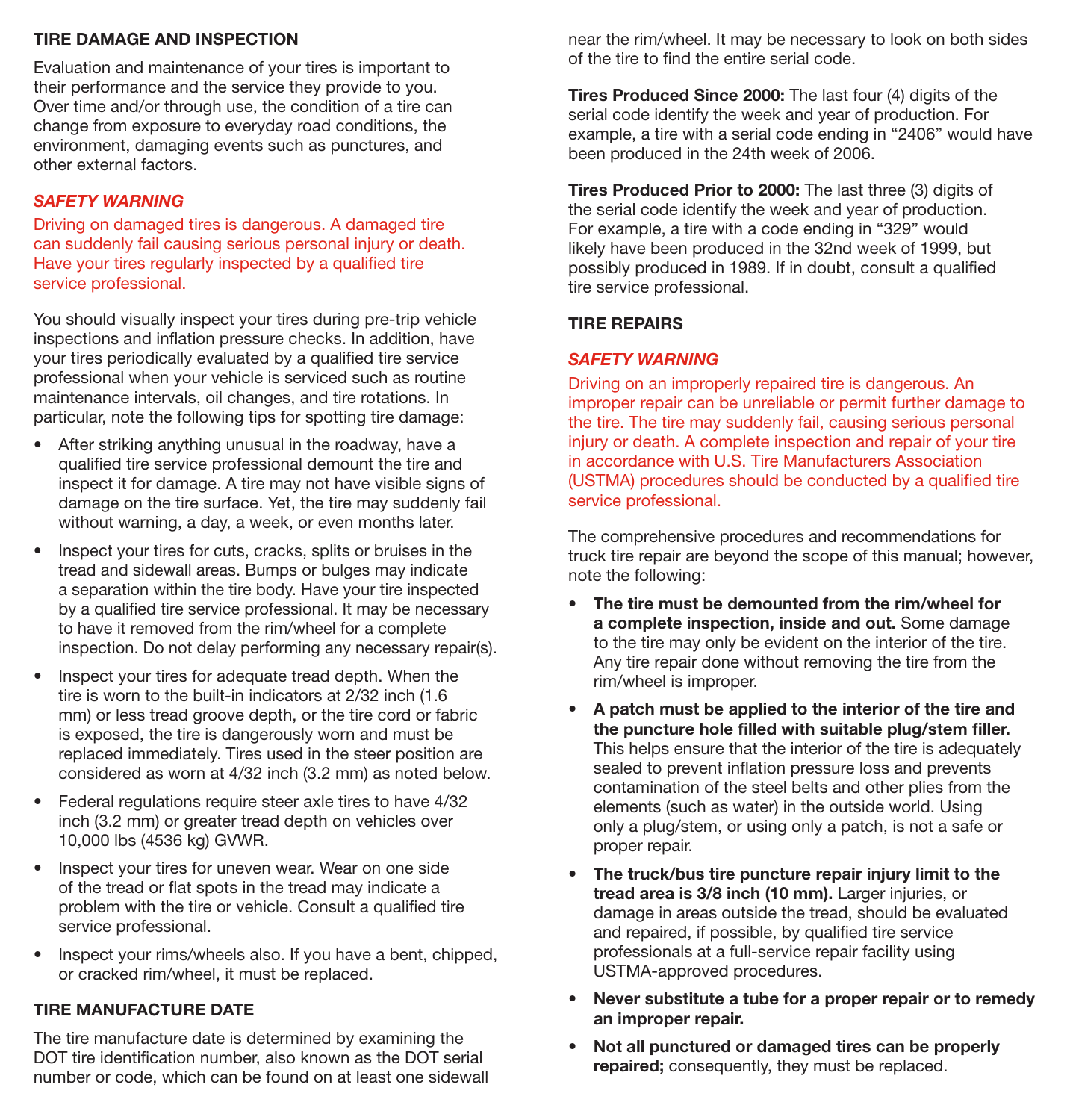## TIRE DAMAGE AND INSPECTION

Evaluation and maintenance of your tires is important to their performance and the service they provide to you. Over time and/or through use, the condition of a tire can change from exposure to everyday road conditions, the environment, damaging events such as punctures, and other external factors.

### *SAFETY WARNING*

Driving on damaged tires is dangerous. A damaged tire can suddenly fail causing serious personal injury or death. Have your tires regularly inspected by a qualified tire service professional.

You should visually inspect your tires during pre-trip vehicle inspections and inflation pressure checks. In addition, have your tires periodically evaluated by a qualified tire service professional when your vehicle is serviced such as routine maintenance intervals, oil changes, and tire rotations. In particular, note the following tips for spotting tire damage:

- After striking anything unusual in the roadway, have a qualified tire service professional demount the tire and inspect it for damage. A tire may not have visible signs of damage on the tire surface. Yet, the tire may suddenly fail without warning, a day, a week, or even months later.
- Inspect your tires for cuts, cracks, splits or bruises in the tread and sidewall areas. Bumps or bulges may indicate a separation within the tire body. Have your tire inspected by a qualified tire service professional. It may be necessary to have it removed from the rim/wheel for a complete inspection. Do not delay performing any necessary repair(s).
- Inspect your tires for adequate tread depth. When the tire is worn to the built-in indicators at 2/32 inch (1.6 mm) or less tread groove depth, or the tire cord or fabric is exposed, the tire is dangerously worn and must be replaced immediately. Tires used in the steer position are considered as worn at 4/32 inch (3.2 mm) as noted below.
- Federal regulations require steer axle tires to have 4/32 inch (3.2 mm) or greater tread depth on vehicles over 10,000 lbs (4536 kg) GVWR.
- Inspect your tires for uneven wear. Wear on one side of the tread or flat spots in the tread may indicate a problem with the tire or vehicle. Consult a qualified tire service professional.
- Inspect your rims/wheels also. If you have a bent, chipped, or cracked rim/wheel, it must be replaced.

## TIRE MANUFACTURE DATE

The tire manufacture date is determined by examining the DOT tire identification number, also known as the DOT serial number or code, which can be found on at least one sidewall near the rim/wheel. It may be necessary to look on both sides of the tire to find the entire serial code.

**Tires Produced Since 2000:** The last four (4) digits of the serial code identify the week and year of production. For example, a tire with a serial code ending in "2406" would have been produced in the 24th week of 2006.

**Tires Produced Prior to 2000:** The last three (3) digits of the serial code identify the week and year of production. For example, a tire with a code ending in "329" would likely have been produced in the 32nd week of 1999, but possibly produced in 1989. If in doubt, consult a qualified tire service professional.

## TIRE REPAIRS

### *SAFETY WARNING*

Driving on an improperly repaired tire is dangerous. An improper repair can be unreliable or permit further damage to the tire. The tire may suddenly fail, causing serious personal injury or death. A complete inspection and repair of your tire in accordance with U.S. Tire Manufacturers Association (USTMA) procedures should be conducted by a qualified tire service professional.

The comprehensive procedures and recommendations for truck tire repair are beyond the scope of this manual; however, note the following:

- **The tire must be demounted from the rim/wheel for a complete inspection, inside and out.** Some damage to the tire may only be evident on the interior of the tire. Any tire repair done without removing the tire from the rim/wheel is improper.
- **A patch must be applied to the interior of the tire and the puncture hole filled with suitable plug/stem filler.** This helps ensure that the interior of the tire is adequately sealed to prevent inflation pressure loss and prevents contamination of the steel belts and other plies from the elements (such as water) in the outside world. Using only a plug/stem, or using only a patch, is not a safe or proper repair.
- **The truck/bus tire puncture repair injury limit to the tread area is 3/8 inch (10 mm).** Larger injuries, or damage in areas outside the tread, should be evaluated and repaired, if possible, by qualified tire service professionals at a full-service repair facility using USTMA-approved procedures.
- **Never substitute a tube for a proper repair or to remedy an improper repair.**
- **Not all punctured or damaged tires can be properly repaired;** consequently, they must be replaced.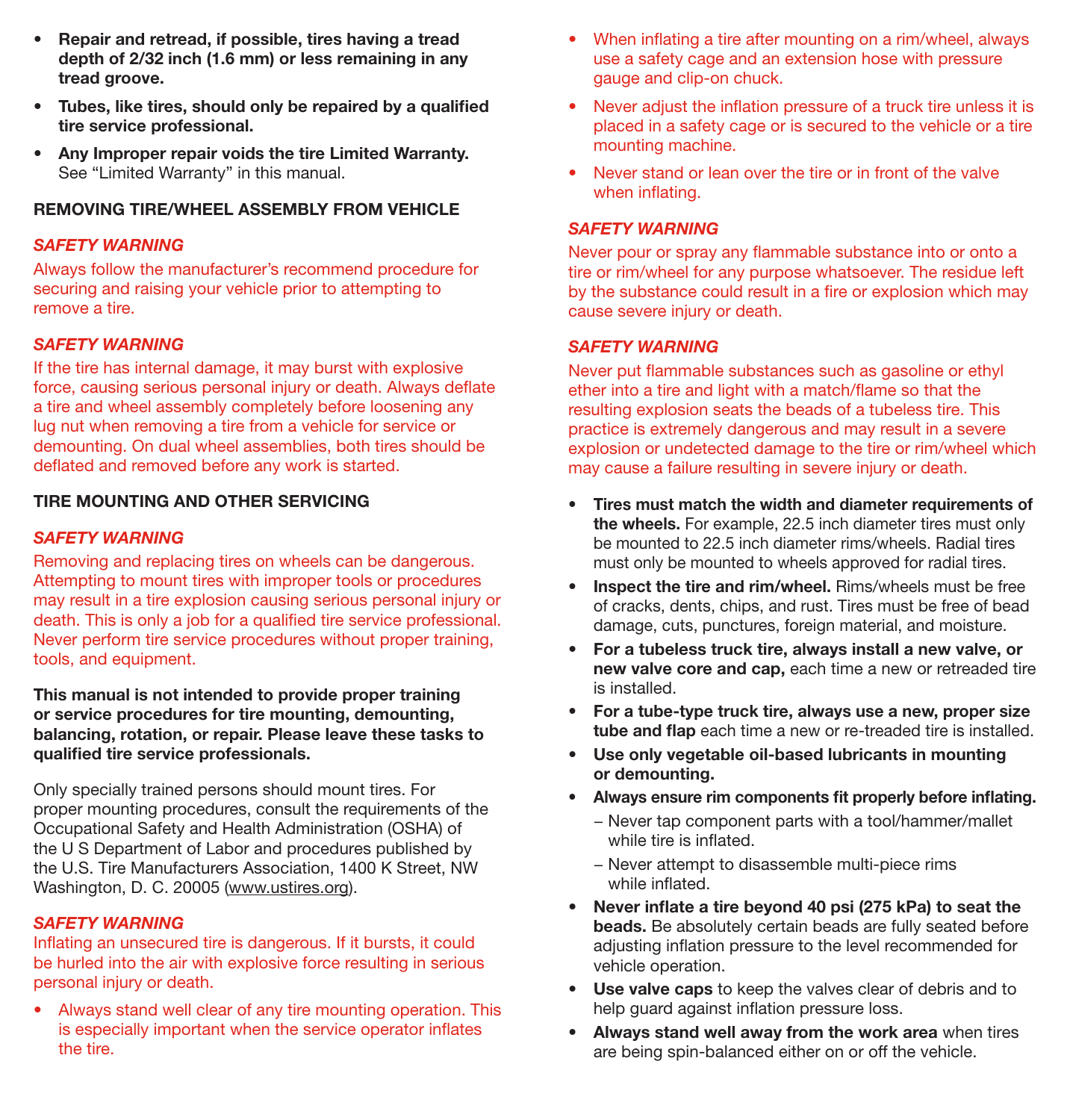- **Repair and retread, if possible, tires having a tread depth of 2/32 inch (1.6 mm) or less remaining in any tread groove.**
- **Tubes, like tires, should only be repaired by a qualified tire service professional.**
- **Any Improper repair voids the tire Limited Warranty.** See "Limited Warranty" in this manual.

## REMOVING TIRE/WHEEL ASSEMBLY FROM VEHICLE

***SAFETY WARNING***

Always follow the manufacturer's recommend procedure for securing and raising your vehicle prior to attempting to remove a tire.

***SAFETY WARNING***

If the tire has internal damage, it may burst with explosive force, causing serious personal injury or death. Always deflate a tire and wheel assembly completely before loosening any lug nut when removing a tire from a vehicle for service or demounting. On dual wheel assemblies, both tires should be deflated and removed before any work is started.

## TIRE MOUNTING AND OTHER SERVICING

***SAFETY WARNING***

Removing and replacing tires on wheels can be dangerous. Attempting to mount tires with improper tools or procedures may result in a tire explosion causing serious personal injury or death. This is only a job for a qualified tire service professional. Never perform tire service procedures without proper training, tools, and equipment.

**This manual is not intended to provide proper training or service procedures for tire mounting, demounting, balancing, rotation, or repair. Please leave these tasks to qualified tire service professionals.**

Only specially trained persons should mount tires. For proper mounting procedures, consult the requirements of the Occupational Safety and Health Administration (OSHA) of the U S Department of Labor and procedures published by the U.S. Tire Manufacturers Association, 1400 K Street, NW Washington, D. C. 20005 (www.ustires.org).

***SAFETY WARNING***

Inflating an unsecured tire is dangerous. If it bursts, it could be hurled into the air with explosive force resulting in serious personal injury or death.

- Always stand well clear of any tire mounting operation. This is especially important when the service operator inflates the tire.
- When inflating a tire after mounting on a rim/wheel, always use a safety cage and an extension hose with pressure gauge and clip-on chuck.
- Never adjust the inflation pressure of a truck tire unless it is placed in a safety cage or is secured to the vehicle or a tire mounting machine.
- Never stand or lean over the tire or in front of the valve when inflating.

***SAFETY WARNING***

Never pour or spray any flammable substance into or onto a tire or rim/wheel for any purpose whatsoever. The residue left by the substance could result in a fire or explosion which may cause severe injury or death.

***SAFETY WARNING***

Never put flammable substances such as gasoline or ethyl ether into a tire and light with a match/flame so that the resulting explosion seats the beads of a tubeless tire. This practice is extremely dangerous and may result in a severe explosion or undetected damage to the tire or rim/wheel which may cause a failure resulting in severe injury or death.

- **Tires must match the width and diameter requirements of the wheels.** For example, 22.5 inch diameter tires must only be mounted to 22.5 inch diameter rims/wheels. Radial tires must only be mounted to wheels approved for radial tires.
- **Inspect the tire and rim/wheel.** Rims/wheels must be free of cracks, dents, chips, and rust. Tires must be free of bead damage, cuts, punctures, foreign material, and moisture.
- **For a tubeless truck tire, always install a new valve, or new valve core and cap,** each time a new or retreaded tire is installed.
- **For a tube-type truck tire, always use a new, proper size tube and flap** each time a new or re-treaded tire is installed.
- **Use only vegetable oil-based lubricants in mounting or demounting.**
- **Always ensure rim components fit properly before inflating.**
  - Never tap component parts with a tool/hammer/mallet while tire is inflated.
  - Never attempt to disassemble multi-piece rims while inflated.
- **Never inflate a tire beyond 40 psi (275 kPa) to seat the beads.** Be absolutely certain beads are fully seated before adjusting inflation pressure to the level recommended for vehicle operation.
- **Use valve caps** to keep the valves clear of debris and to help guard against inflation pressure loss.
- **Always stand well away from the work area** when tires are being spin-balanced either on or off the vehicle.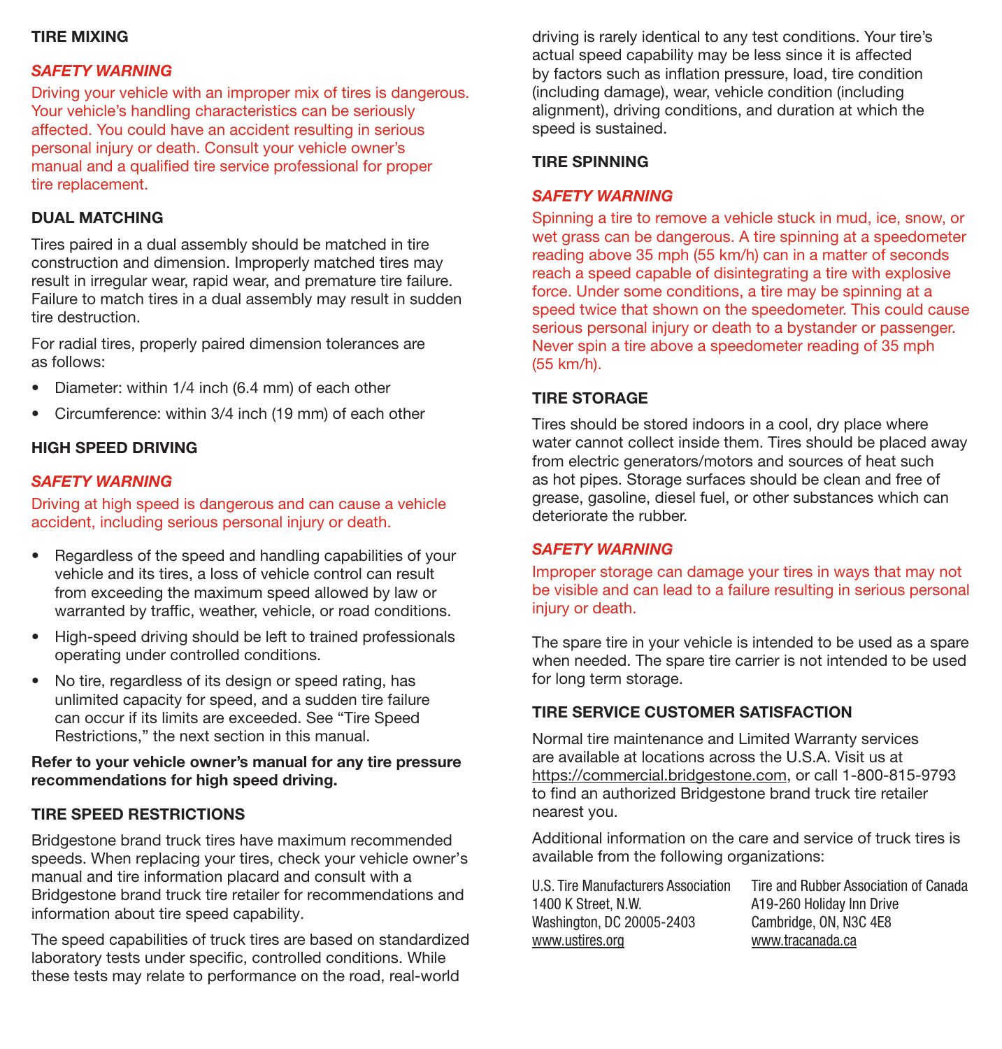## TIRE MIXING

***SAFETY WARNING***

Driving your vehicle with an improper mix of tires is dangerous. Your vehicle's handling characteristics can be seriously affected. You could have an accident resulting in serious personal injury or death. Consult your vehicle owner's manual and a qualified tire service professional for proper tire replacement.

## DUAL MATCHING

Tires paired in a dual assembly should be matched in tire construction and dimension. Improperly matched tires may result in irregular wear, rapid wear, and premature tire failure. Failure to match tires in a dual assembly may result in sudden tire destruction.

For radial tires, properly paired dimension tolerances are as follows:

- Diameter: within 1/4 inch (6.4 mm) of each other
- Circumference: within 3/4 inch (19 mm) of each other

## HIGH SPEED DRIVING

***SAFETY WARNING***

Driving at high speed is dangerous and can cause a vehicle accident, including serious personal injury or death.

- Regardless of the speed and handling capabilities of your vehicle and its tires, a loss of vehicle control can result from exceeding the maximum speed allowed by law or warranted by traffic, weather, vehicle, or road conditions.
- High-speed driving should be left to trained professionals operating under controlled conditions.
- No tire, regardless of its design or speed rating, has unlimited capacity for speed, and a sudden tire failure can occur if its limits are exceeded. See "Tire Speed Restrictions," the next section in this manual.

**Refer to your vehicle owner's manual for any tire pressure recommendations for high speed driving.**

## TIRE SPEED RESTRICTIONS

Bridgestone brand truck tires have maximum recommended speeds. When replacing your tires, check your vehicle owner's manual and tire information placard and consult with a Bridgestone brand truck tire retailer for recommendations and information about tire speed capability.

The speed capabilities of truck tires are based on standardized laboratory tests under specific, controlled conditions. While these tests may relate to performance on the road, real-world driving is rarely identical to any test conditions. Your tire's actual speed capability may be less since it is affected by factors such as inflation pressure, load, tire condition (including damage), wear, vehicle condition (including alignment), driving conditions, and duration at which the speed is sustained.

## TIRE SPINNING

***SAFETY WARNING***

Spinning a tire to remove a vehicle stuck in mud, ice, snow, or wet grass can be dangerous. A tire spinning at a speedometer reading above 35 mph (55 km/h) can in a matter of seconds reach a speed capable of disintegrating a tire with explosive force. Under some conditions, a tire may be spinning at a speed twice that shown on the speedometer. This could cause serious personal injury or death to a bystander or passenger. Never spin a tire above a speedometer reading of 35 mph (55 km/h).

## TIRE STORAGE

Tires should be stored indoors in a cool, dry place where water cannot collect inside them. Tires should be placed away from electric generators/motors and sources of heat such as hot pipes. Storage surfaces should be clean and free of grease, gasoline, diesel fuel, or other substances which can deteriorate the rubber.

***SAFETY WARNING***

Improper storage can damage your tires in ways that may not be visible and can lead to a failure resulting in serious personal injury or death.

The spare tire in your vehicle is intended to be used as a spare when needed. The spare tire carrier is not intended to be used for long term storage.

## TIRE SERVICE CUSTOMER SATISFACTION

Normal tire maintenance and Limited Warranty services are available at locations across the U.S.A. Visit us at https://commercial.bridgestone.com, or call 1-800-815-9793 to find an authorized Bridgestone brand truck tire retailer nearest you.

Additional information on the care and service of truck tires is available from the following organizations:

U.S. Tire Manufacturers Association
1400 K Street, N.W.
Washington, DC 20005-2403
www.ustires.org

Tire and Rubber Association of Canada
A19-260 Holiday Inn Drive
Cambridge, ON, N3C 4E8
www.tracanada.ca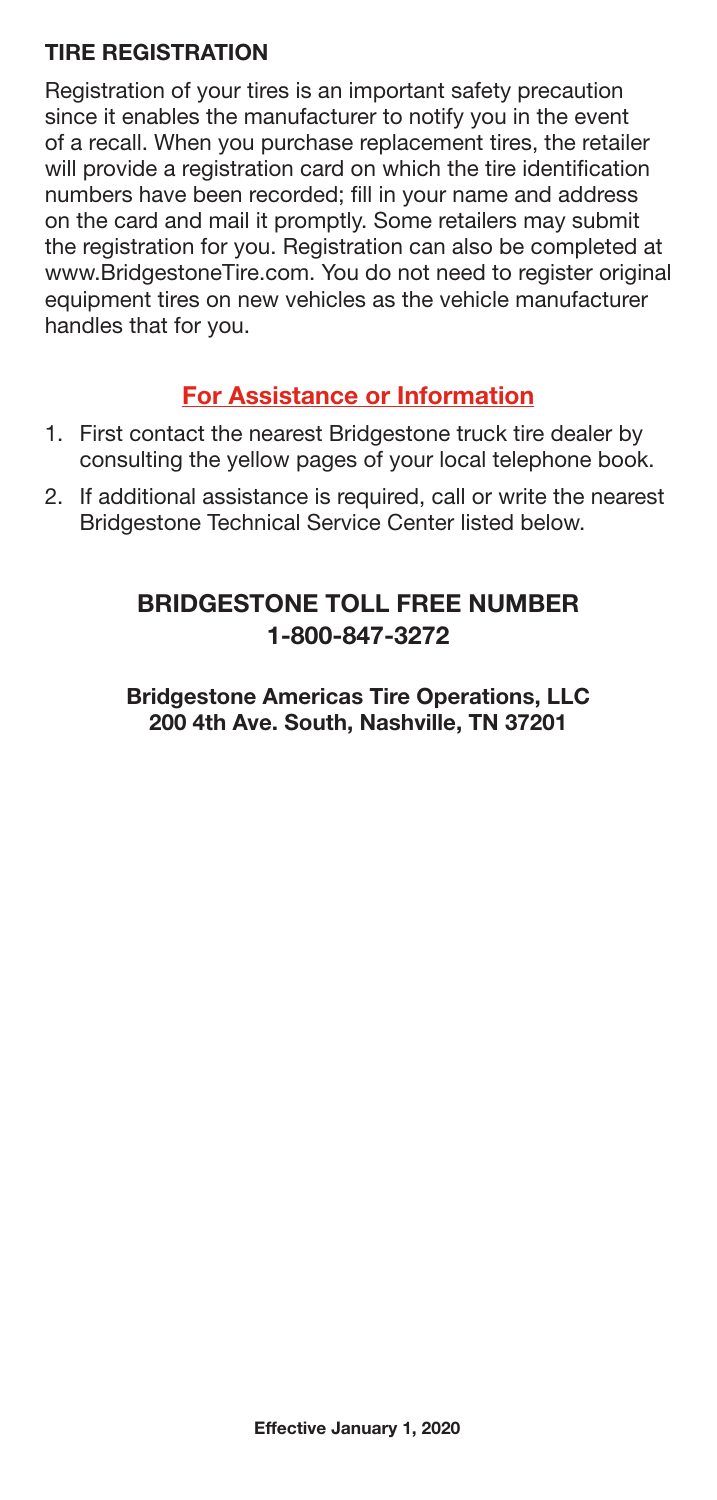## TIRE REGISTRATION

Registration of your tires is an important safety precaution since it enables the manufacturer to notify you in the event of a recall. When you purchase replacement tires, the retailer will provide a registration card on which the tire identification numbers have been recorded; fill in your name and address on the card and mail it promptly. Some retailers may submit the registration for you. Registration can also be completed at www.BridgestoneTire.com. You do not need to register original equipment tires on new vehicles as the vehicle manufacturer handles that for you.

## For Assistance or Information

1. First contact the nearest Bridgestone truck tire dealer by consulting the yellow pages of your local telephone book.
2. If additional assistance is required, call or write the nearest Bridgestone Technical Service Center listed below.

## BRIDGESTONE TOLL FREE NUMBER
## 1-800-847-3272

**Bridgestone Americas Tire Operations, LLC**
**200 4th Ave. South, Nashville, TN 37201**

**Effective January 1, 2020**